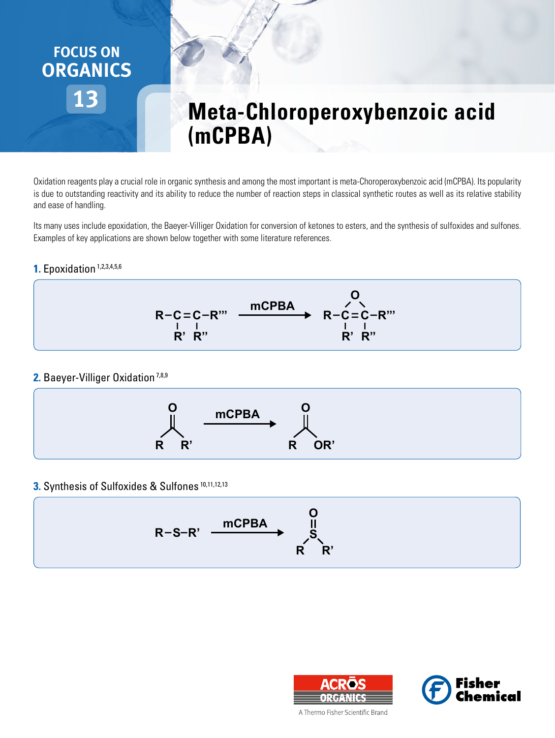FOCUS ON ORGANICS 13

# Meta-Chloroperoxybenzoic acid (mCPBA)

Oxidation reagents play a crucial role in organic synthesis and among the most important is meta-Choroperoxybenzoic acid (mCPBA). Its popularity is due to outstanding reactivity and its ability to reduce the number of reaction steps in classical synthetic routes as well as its relative stability and ease of handling.

Its many uses include epoxidation, the Baeyer-Villiger Oxidation for conversion of ketones to esters, and the synthesis of sulfoxides and sulfones. Examples of key applications are shown below together with some literature references.

## 1. Epoxidation [1,2,3,4,5,6]

R–C(R')=C(R'')–R''' —mCPBA→ R–C(R')(–O–)C(R'')–R''' (epoxide)

## 2. Baeyer-Villiger Oxidation [7,8,9]

R–C(=O)–R' —mCPBA→ R–C(=O)–OR'

## 3. Synthesis of Sulfoxides & Sulfones [10,11,12,13]

R–S–R' —mCPBA→ R–S(=O)–R'

ACROS ORGANICS
A Thermo Fisher Scientific Brand

Fisher Chemical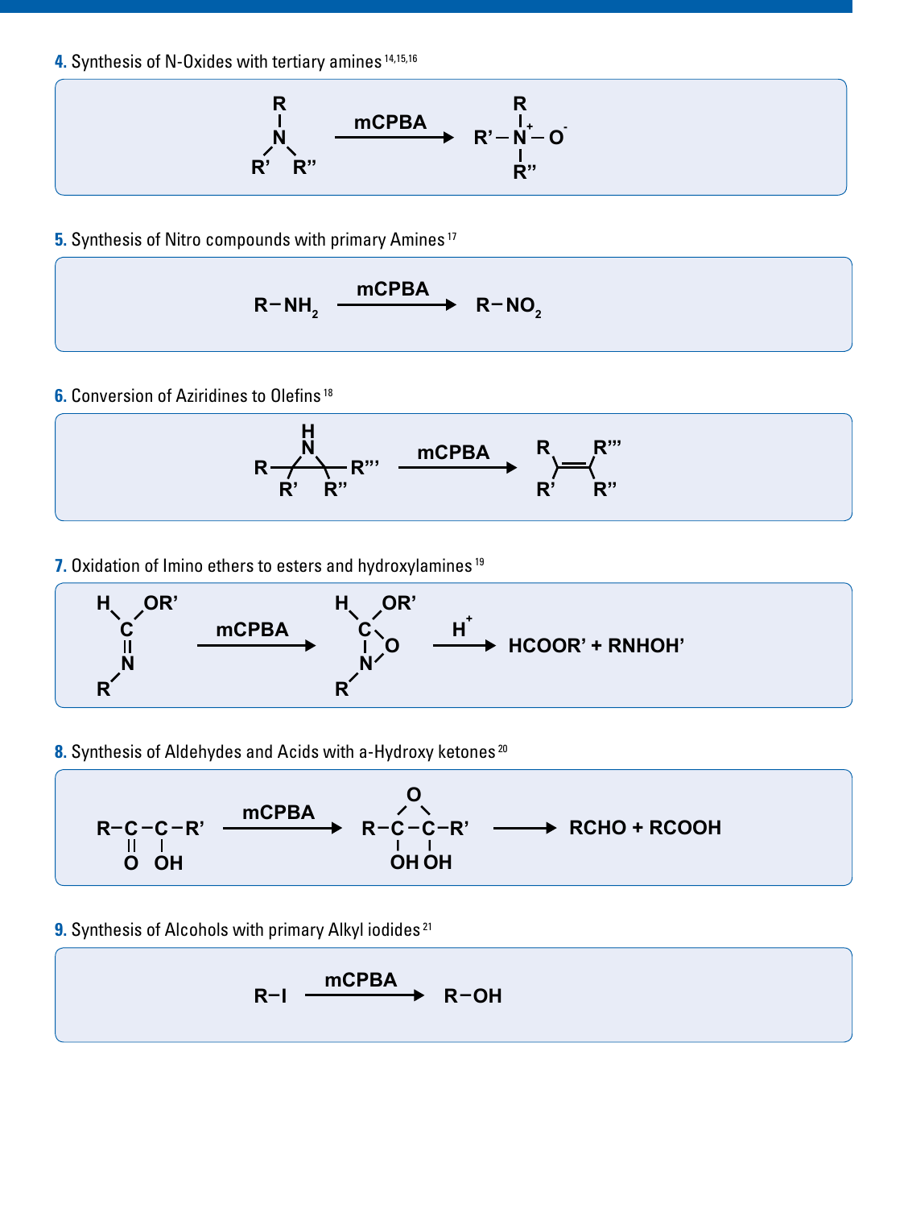**4.** Synthesis of N-Oxides with tertiary amines [14,15,16]

$$RR'R''N \xrightarrow{\text{mCPBA}} R'-\overset{+}{N}(R)(R'')-O^-$$

**5.** Synthesis of Nitro compounds with primary Amines [17]

$$R-NH_2 \xrightarrow{\text{mCPBA}} R-NO_2$$

**6.** Conversion of Aziridines to Olefins [18]

$$\text{aziridine (NH; } R, R', R'', R''') \xrightarrow{\text{mCPBA}} RR'C=CR''R'''$$

**7.** Oxidation of Imino ethers to esters and hydroxylamines [19]

$$H(OR')C=NR \xrightarrow{\text{mCPBA}} \text{oxaziridine } H(OR')C(-O-)NR \xrightarrow{H^+} HCOOR' + RNHOH'$$

**8.** Synthesis of Aldehydes and Acids with a-Hydroxy ketones [20]

$$R-C(=O)-C(OH)-R' \xrightarrow{\text{mCPBA}} R-C(OH)(-O-)C(OH)-R' \longrightarrow RCHO + RCOOH$$

**9.** Synthesis of Alcohols with primary Alkyl iodides [21]

$$R-I \xrightarrow{\text{mCPBA}} R-OH$$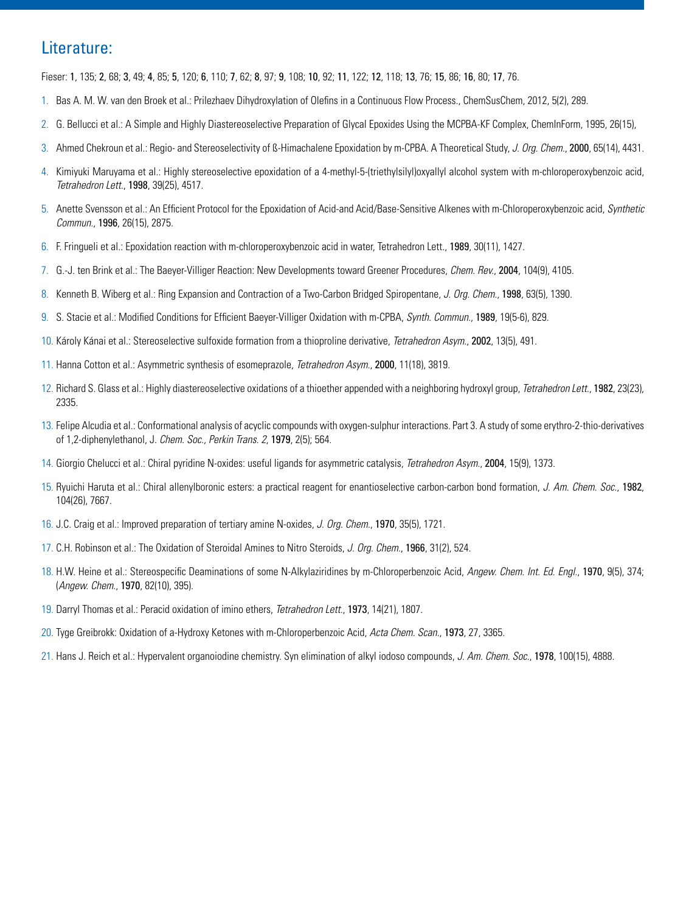## Literature:

Fieser: **1**, 135; **2**, 68; **3**, 49; **4**, 85; **5**, 120; **6**, 110; **7**, 62; **8**, 97; **9**, 108; **10**, 92; **11**, 122; **12**, 118; **13**, 76; **15**, 86; **16**, 80; **17**, 76.

1. Bas A. M. W. van den Broek et al.: Prilezhaev Dihydroxylation of Olefins in a Continuous Flow Process., ChemSusChem, 2012, 5(2), 289.
2. G. Bellucci et al.: A Simple and Highly Diastereoselective Preparation of Glycal Epoxides Using the MCPBA-KF Complex, ChemInForm, 1995, 26(15),
3. Ahmed Chekroun et al.: Regio- and Stereoselectivity of ß-Himachalene Epoxidation by m-CPBA. A Theoretical Study, *J. Org. Chem.*, **2000**, 65(14), 4431.
4. Kimiyuki Maruyama et al.: Highly stereoselective epoxidation of a 4-methyl-5-(triethylsilyl)oxyallyl alcohol system with m-chloroperoxybenzoic acid, *Tetrahedron Lett.*, **1998**, 39(25), 4517.
5. Anette Svensson et al.: An Efficient Protocol for the Epoxidation of Acid-and Acid/Base-Sensitive Alkenes with m-Chloroperoxybenzoic acid, *Synthetic Commun.*, **1996**, 26(15), 2875.
6. F. Fringueli et al.: Epoxidation reaction with m-chloroperoxybenzoic acid in water, Tetrahedron Lett., **1989**, 30(11), 1427.
7. G.-J. ten Brink et al.: The Baeyer-Villiger Reaction: New Developments toward Greener Procedures, *Chem. Rev.*, **2004**, 104(9), 4105.
8. Kenneth B. Wiberg et al.: Ring Expansion and Contraction of a Two-Carbon Bridged Spiropentane, *J. Org. Chem.*, **1998**, 63(5), 1390.
9. S. Stacie et al.: Modified Conditions for Efficient Baeyer-Villiger Oxidation with m-CPBA, *Synth. Commun.*, **1989**, 19(5-6), 829.
10. Károly Kánai et al.: Stereoselective sulfoxide formation from a thioproline derivative, *Tetrahedron Asym.*, **2002**, 13(5), 491.
11. Hanna Cotton et al.: Asymmetric synthesis of esomeprazole, *Tetrahedron Asym.*, **2000**, 11(18), 3819.
12. Richard S. Glass et al.: Highly diastereoselective oxidations of a thioether appended with a neighboring hydroxyl group, *Tetrahedron Lett.*, **1982**, 23(23), 2335.
13. Felipe Alcudia et al.: Conformational analysis of acyclic compounds with oxygen-sulphur interactions. Part 3. A study of some erythro-2-thio-derivatives of 1,2-diphenylethanol, J. *Chem. Soc., Perkin Trans. 2*, **1979**, 2(5); 564.
14. Giorgio Chelucci et al.: Chiral pyridine N-oxides: useful ligands for asymmetric catalysis, *Tetrahedron Asym.*, **2004**, 15(9), 1373.
15. Ryuichi Haruta et al.: Chiral allenylboronic esters: a practical reagent for enantioselective carbon-carbon bond formation, *J. Am. Chem. Soc.*, **1982**, 104(26), 7667.
16. J.C. Craig et al.: Improved preparation of tertiary amine N-oxides, *J. Org. Chem.*, **1970**, 35(5), 1721.
17. C.H. Robinson et al.: The Oxidation of Steroidal Amines to Nitro Steroids, *J. Org. Chem.*, **1966**, 31(2), 524.
18. H.W. Heine et al.: Stereospecific Deaminations of some N-Alkylaziridines by m-Chloroperbenzoic Acid, *Angew. Chem. Int. Ed. Engl.*, **1970**, 9(5), 374; (*Angew. Chem.*, **1970**, 82(10), 395).
19. Darryl Thomas et al.: Peracid oxidation of imino ethers, *Tetrahedron Lett.*, **1973**, 14(21), 1807.
20. Tyge Greibrokk: Oxidation of a-Hydroxy Ketones with m-Chloroperbenzoic Acid, *Acta Chem. Scan.*, **1973**, 27, 3365.
21. Hans J. Reich et al.: Hypervalent organoiodine chemistry. Syn elimination of alkyl iodoso compounds, *J. Am. Chem. Soc.*, **1978**, 100(15), 4888.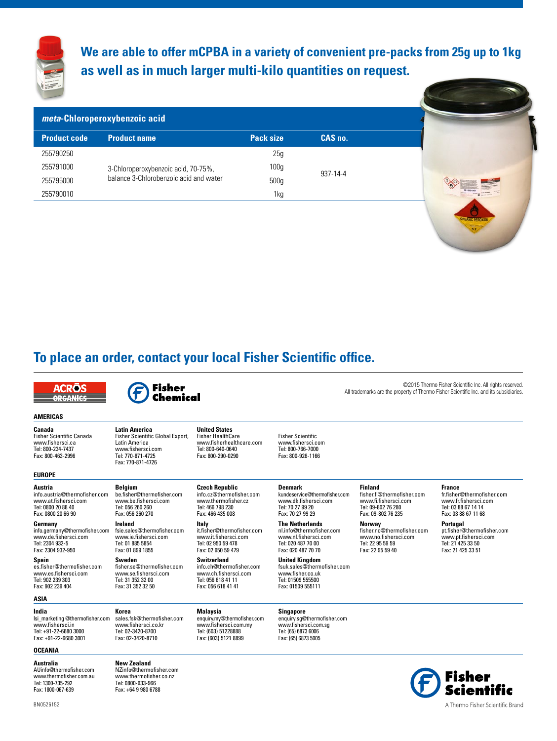## We are able to offer mCPBA in a variety of convenient pre-packs from 25g up to 1kg as well as in much larger multi-kilo quantities on request.

***meta*-Chloroperoxybenzoic acid**

| Product code | Product name | Pack size | CAS no. |
|---|---|---|---|
| 255790250 | 3-Chloroperoxybenzoic acid, 70-75%, balance 3-Chlorobenzoic acid and water | 25g | 937-14-4 |
| 255791000 | | 100g | |
| 255795000 | | 500g | |
| 255790010 | | 1kg | |

## To place an order, contact your local Fisher Scientific office.

ACROS ORGANICS | Fisher Chemical

©2015 Thermo Fisher Scientific Inc. All rights reserved.
All trademarks are the property of Thermo Fisher Scientific Inc. and its subsidiaries.

### AMERICAS

**Canada**
Fisher Scientific Canada
www.fishersci.ca
Tel: 800-234-7437
Fax: 800-463-2996

**Latin America**
Fisher Scientific Global Export, Latin America
www.fishersci.com
Tel: 770-871-4725
Fax: 770-871-4726

**United States**
Fisher HealthCare
www.fisherhealthcare.com
Tel: 800-640-0640
Fax: 800-290-0290

Fisher Scientific
www.fishersci.com
Tel: 800-766-7000
Fax: 800-926-1166

### EUROPE

**Austria**
info.austria@thermofisher.com
www.at.fishersci.com
Tel: 0800 20 88 40
Fax: 0800 20 66 90

**Belgium**
be.fisher@thermofisher.com
www.be.fishersci.com
Tel: 056 260 260
Fax: 056 260 270

**Czech Republic**
info.cz@thermofisher.com
www.thermofisher.cz
Tel: 466 798 230
Fax: 466 435 008

**Denmark**
kundeservice@thermofisher.com
www.dk.fishersci.com
Tel: 70 27 99 20
Fax: 70 27 99 29

**Finland**
fisher.fi@thermofisher.com
www.fi.fishersci.com
Tel: 09-802 76 280
Fax: 09-802 76 235

**France**
fr.fisher@thermofisher.com
www.fr.fishersci.com
Tel: 03 88 67 14 14
Fax: 03 88 67 11 68

**Germany**
info.germany@thermofisher.com
www.de.fishersci.com
Tel: 2304 932-5
Fax: 2304 932-950

**Ireland**
fsie.sales@thermofisher.com
www.ie.fishersci.com
Tel: 01 885 5854
Fax: 01 899 1855

**Italy**
it.fisher@thermofisher.com
www.it.fishersci.com
Tel: 02 950 59 478
Fax: 02 950 59 479

**The Netherlands**
nl.info@thermofisher.com
www.nl.fishersci.com
Tel: 020 487 70 00
Fax: 020 487 70 70

**Norway**
fisher.no@thermofisher.com
www.no.fishersci.com
Tel: 22 95 59 59
Fax: 22 95 59 40

**Portugal**
pt.fisher@thermofisher.com
www.pt.fishersci.com
Tel: 21 425 33 50
Fax: 21 425 33 51

**Spain**
es.fisher@thermofisher.com
www.es.fishersci.com
Tel: 902 239 303
Fax: 902 239 404

**Sweden**
fisher.se@thermofisher.com
www.se.fishersci.com
Tel: 31 352 32 00
Fax: 31 352 32 50

**Switzerland**
info.ch@thermofisher.com
www.ch.fishersci.com
Tel: 056 618 41 11
Fax: 056 618 41 41

**United Kingdom**
fsuk.sales@thermofisher.com
www.fisher.co.uk
Tel: 01509 555500
Fax: 01509 555111

### ASIA

**India**
lsi_marketing @thermofisher.com
www.fishersci.in
Tel: +91-22-6680 3000
Fax: +91-22-6680 3001

**Korea**
sales.fsk@thermofisher.com
www.fishersci.co.kr
Tel: 02-3420-8700
Fax: 02-3420-8710

**Malaysia**
enquiry.my@thermofisher.com
www.fishersci.com.my
Tel: (603) 51228888
Fax: (603) 5121 8899

**Singapore**
enquiry.sg@thermofisher.com
www.fishersci.com.sg
Tel: (65) 6873 6006
Fax: (65) 6873 5005

### OCEANIA

**Australia**
AUinfo@thermofisher.com
www.thermofisher.com.au
Tel: 1300-735-292
Fax: 1800-067-639

**New Zealand**
NZinfo@thermofisher.com
www.thermofisher.co.nz
Tel: 0800-933-966
Fax: +64 9 980 6788

BN0526152

Fisher Scientific
A Thermo Fisher Scientific Brand